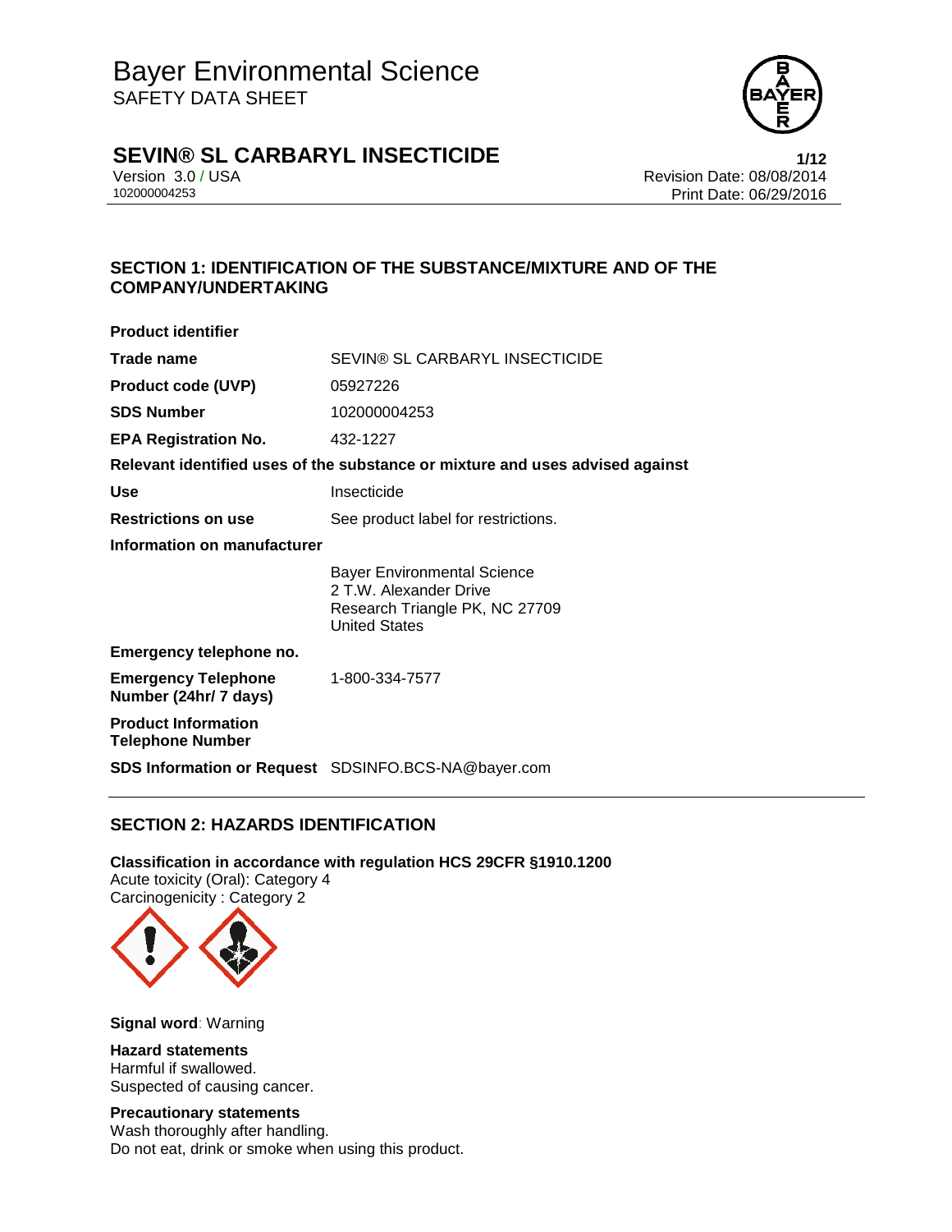# Bayer Environmental Science
SAFETY DATA SHEET

## SEVIN® SL CARBARYL INSECTICIDE

Version 3.0 / USA
102000004253

Revision Date: 08/08/2014
Print Date: 06/29/2016

## SECTION 1: IDENTIFICATION OF THE SUBSTANCE/MIXTURE AND OF THE COMPANY/UNDERTAKING

**Product identifier**

| | |
|---|---|
| **Trade name** | SEVIN® SL CARBARYL INSECTICIDE |
| **Product code (UVP)** | 05927226 |
| **SDS Number** | 102000004253 |
| **EPA Registration No.** | 432-1227 |

**Relevant identified uses of the substance or mixture and uses advised against**

| | |
|---|---|
| **Use** | Insecticide |
| **Restrictions on use** | See product label for restrictions. |

**Information on manufacturer**

Bayer Environmental Science
2 T.W. Alexander Drive
Research Triangle PK, NC 27709
United States

**Emergency telephone no.**

| | |
|---|---|
| **Emergency Telephone Number (24hr/ 7 days)** | 1-800-334-7577 |
| **Product Information Telephone Number** | |
| **SDS Information or Request** | SDSINFO.BCS-NA@bayer.com |

## SECTION 2: HAZARDS IDENTIFICATION

**Classification in accordance with regulation HCS 29CFR §1910.1200**
Acute toxicity (Oral): Category 4
Carcinogenicity : Category 2

**Signal word**: Warning

**Hazard statements**
Harmful if swallowed.
Suspected of causing cancer.

**Precautionary statements**
Wash thoroughly after handling.
Do not eat, drink or smoke when using this product.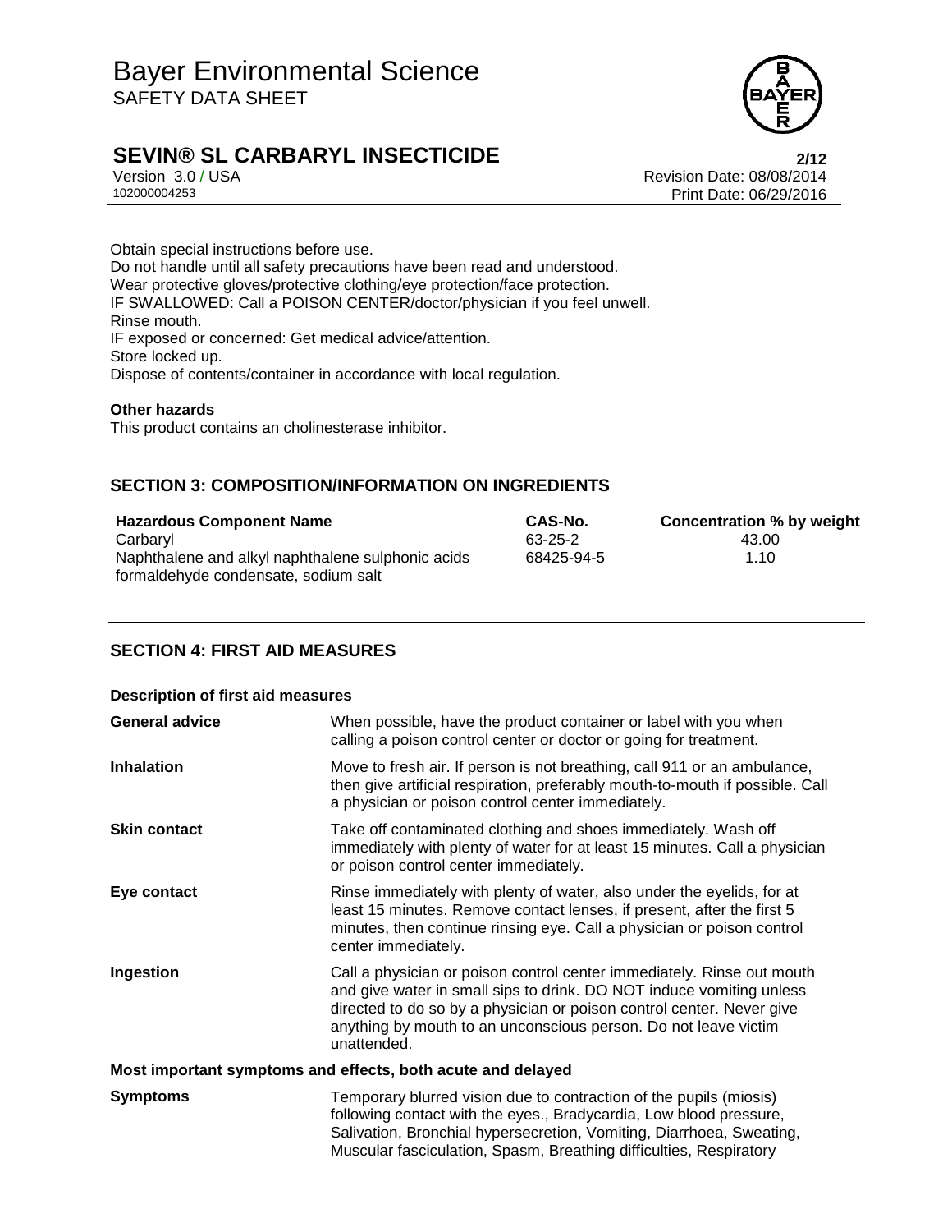Obtain special instructions before use.
Do not handle until all safety precautions have been read and understood.
Wear protective gloves/protective clothing/eye protection/face protection.
IF SWALLOWED: Call a POISON CENTER/doctor/physician if you feel unwell.
Rinse mouth.
IF exposed or concerned: Get medical advice/attention.
Store locked up.
Dispose of contents/container in accordance with local regulation.

**Other hazards**

This product contains an cholinesterase inhibitor.

## SECTION 3: COMPOSITION/INFORMATION ON INGREDIENTS

| Hazardous Component Name | CAS-No. | Concentration % by weight |
|---|---|---|
| Carbaryl | 63-25-2 | 43.00 |
| Naphthalene and alkyl naphthalene sulphonic acids formaldehyde condensate, sodium salt | 68425-94-5 | 1.10 |

## SECTION 4: FIRST AID MEASURES

**Description of first aid measures**

| | |
|---|---|
| **General advice** | When possible, have the product container or label with you when calling a poison control center or doctor or going for treatment. |
| **Inhalation** | Move to fresh air. If person is not breathing, call 911 or an ambulance, then give artificial respiration, preferably mouth-to-mouth if possible. Call a physician or poison control center immediately. |
| **Skin contact** | Take off contaminated clothing and shoes immediately. Wash off immediately with plenty of water for at least 15 minutes. Call a physician or poison control center immediately. |
| **Eye contact** | Rinse immediately with plenty of water, also under the eyelids, for at least 15 minutes. Remove contact lenses, if present, after the first 5 minutes, then continue rinsing eye. Call a physician or poison control center immediately. |
| **Ingestion** | Call a physician or poison control center immediately. Rinse out mouth and give water in small sips to drink. DO NOT induce vomiting unless directed to do so by a physician or poison control center. Never give anything by mouth to an unconscious person. Do not leave victim unattended. |

**Most important symptoms and effects, both acute and delayed**

| | |
|---|---|
| **Symptoms** | Temporary blurred vision due to contraction of the pupils (miosis) following contact with the eyes., Bradycardia, Low blood pressure, Salivation, Bronchial hypersecretion, Vomiting, Diarrhoea, Sweating, Muscular fasciculation, Spasm, Breathing difficulties, Respiratory |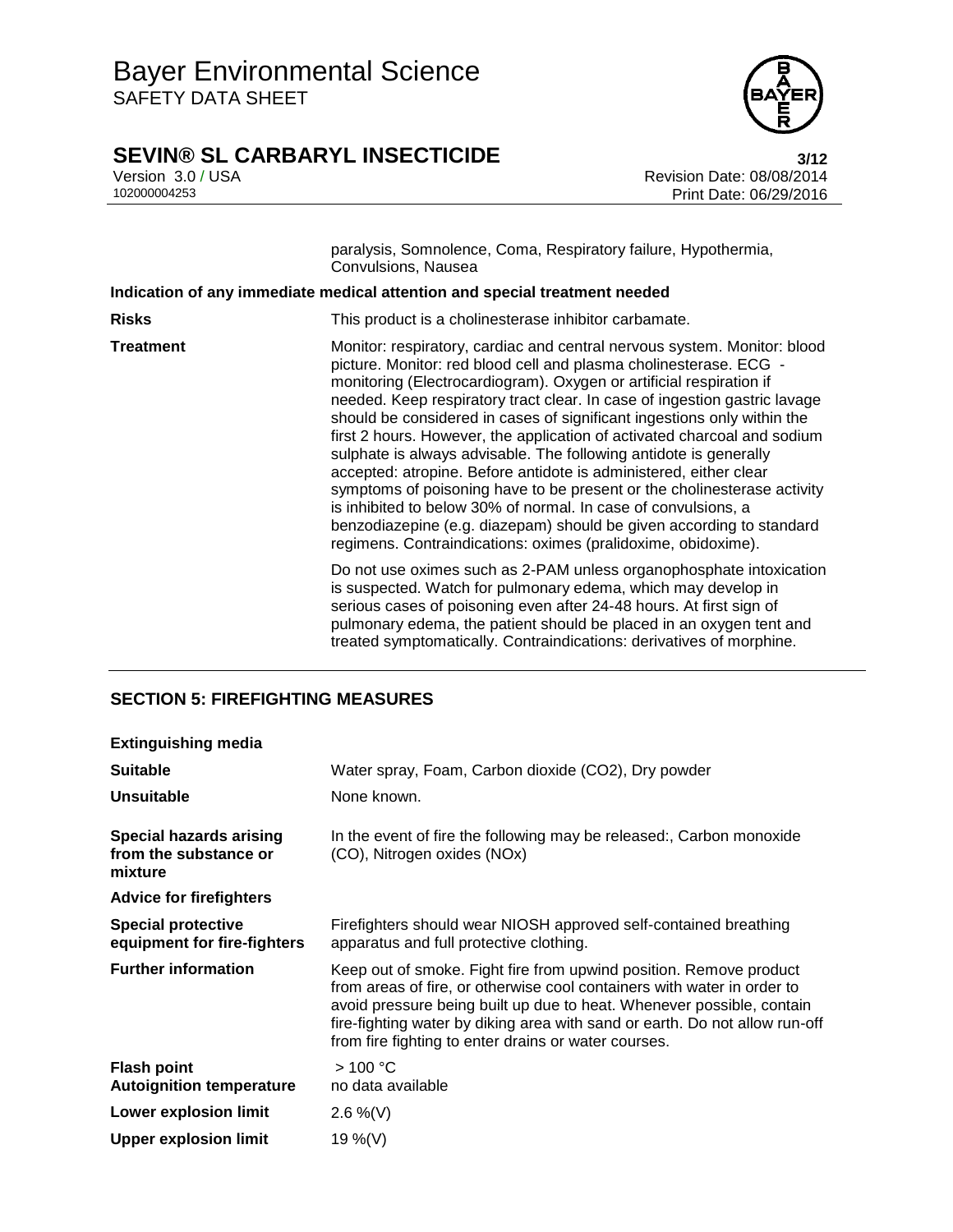paralysis, Somnolence, Coma, Respiratory failure, Hypothermia, Convulsions, Nausea

**Indication of any immediate medical attention and special treatment needed**

| | |
|---|---|
| **Risks** | This product is a cholinesterase inhibitor carbamate. |
| **Treatment** | Monitor: respiratory, cardiac and central nervous system. Monitor: blood picture. Monitor: red blood cell and plasma cholinesterase. ECG - monitoring (Electrocardiogram). Oxygen or artificial respiration if needed. Keep respiratory tract clear. In case of ingestion gastric lavage should be considered in cases of significant ingestions only within the first 2 hours. However, the application of activated charcoal and sodium sulphate is always advisable. The following antidote is generally accepted: atropine. Before antidote is administered, either clear symptoms of poisoning have to be present or the cholinesterase activity is inhibited to below 30% of normal. In case of convulsions, a benzodiazepine (e.g. diazepam) should be given according to standard regimens. Contraindications: oximes (pralidoxime, obidoxime).<br><br>Do not use oximes such as 2-PAM unless organophosphate intoxication is suspected. Watch for pulmonary edema, which may develop in serious cases of poisoning even after 24-48 hours. At first sign of pulmonary edema, the patient should be placed in an oxygen tent and treated symptomatically. Contraindications: derivatives of morphine. |

## SECTION 5: FIREFIGHTING MEASURES

**Extinguishing media**

| | |
|---|---|
| **Suitable** | Water spray, Foam, Carbon dioxide (CO2), Dry powder |
| **Unsuitable** | None known. |
| **Special hazards arising from the substance or mixture** | In the event of fire the following may be released:, Carbon monoxide (CO), Nitrogen oxides (NOx) |

**Advice for firefighters**

| | |
|---|---|
| **Special protective equipment for fire-fighters** | Firefighters should wear NIOSH approved self-contained breathing apparatus and full protective clothing. |
| **Further information** | Keep out of smoke. Fight fire from upwind position. Remove product from areas of fire, or otherwise cool containers with water in order to avoid pressure being built up due to heat. Whenever possible, contain fire-fighting water by diking area with sand or earth. Do not allow run-off from fire fighting to enter drains or water courses. |
| **Flash point** | > 100 °C |
| **Autoignition temperature** | no data available |
| **Lower explosion limit** | 2.6 %(V) |
| **Upper explosion limit** | 19 %(V) |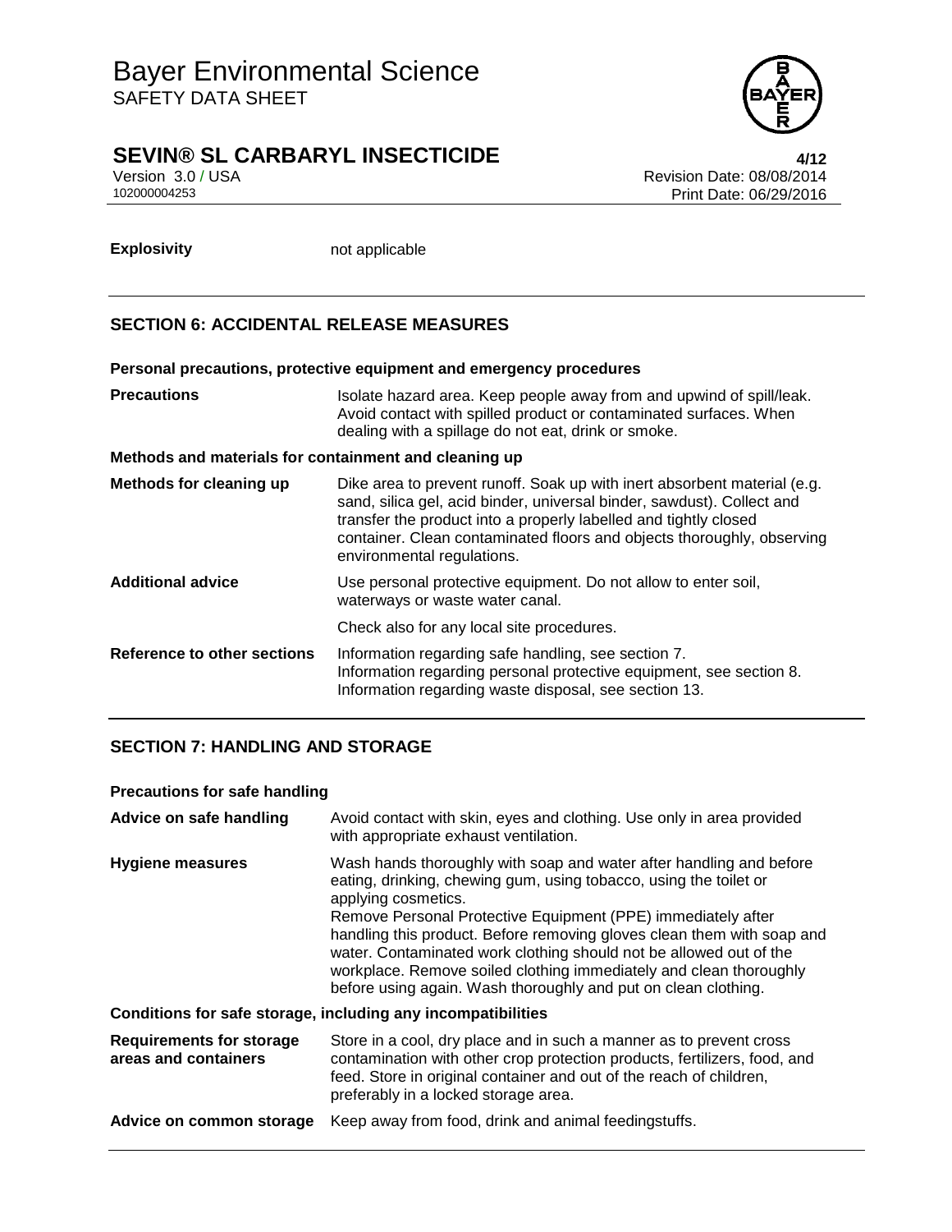| | |
|---|---|
| **Explosivity** | not applicable |

## SECTION 6: ACCIDENTAL RELEASE MEASURES

**Personal precautions, protective equipment and emergency procedures**

| | |
|---|---|
| **Precautions** | Isolate hazard area. Keep people away from and upwind of spill/leak. Avoid contact with spilled product or contaminated surfaces. When dealing with a spillage do not eat, drink or smoke. |

**Methods and materials for containment and cleaning up**

| | |
|---|---|
| **Methods for cleaning up** | Dike area to prevent runoff. Soak up with inert absorbent material (e.g. sand, silica gel, acid binder, universal binder, sawdust). Collect and transfer the product into a properly labelled and tightly closed container. Clean contaminated floors and objects thoroughly, observing environmental regulations. |
| **Additional advice** | Use personal protective equipment. Do not allow to enter soil, waterways or waste water canal.<br><br>Check also for any local site procedures. |
| **Reference to other sections** | Information regarding safe handling, see section 7.<br>Information regarding personal protective equipment, see section 8.<br>Information regarding waste disposal, see section 13. |

## SECTION 7: HANDLING AND STORAGE

**Precautions for safe handling**

| | |
|---|---|
| **Advice on safe handling** | Avoid contact with skin, eyes and clothing. Use only in area provided with appropriate exhaust ventilation. |
| **Hygiene measures** | Wash hands thoroughly with soap and water after handling and before eating, drinking, chewing gum, using tobacco, using the toilet or applying cosmetics.<br>Remove Personal Protective Equipment (PPE) immediately after handling this product. Before removing gloves clean them with soap and water. Contaminated work clothing should not be allowed out of the workplace. Remove soiled clothing immediately and clean thoroughly before using again. Wash thoroughly and put on clean clothing. |

**Conditions for safe storage, including any incompatibilities**

| | |
|---|---|
| **Requirements for storage areas and containers** | Store in a cool, dry place and in such a manner as to prevent cross contamination with other crop protection products, fertilizers, food, and feed. Store in original container and out of the reach of children, preferably in a locked storage area. |
| **Advice on common storage** | Keep away from food, drink and animal feedingstuffs. |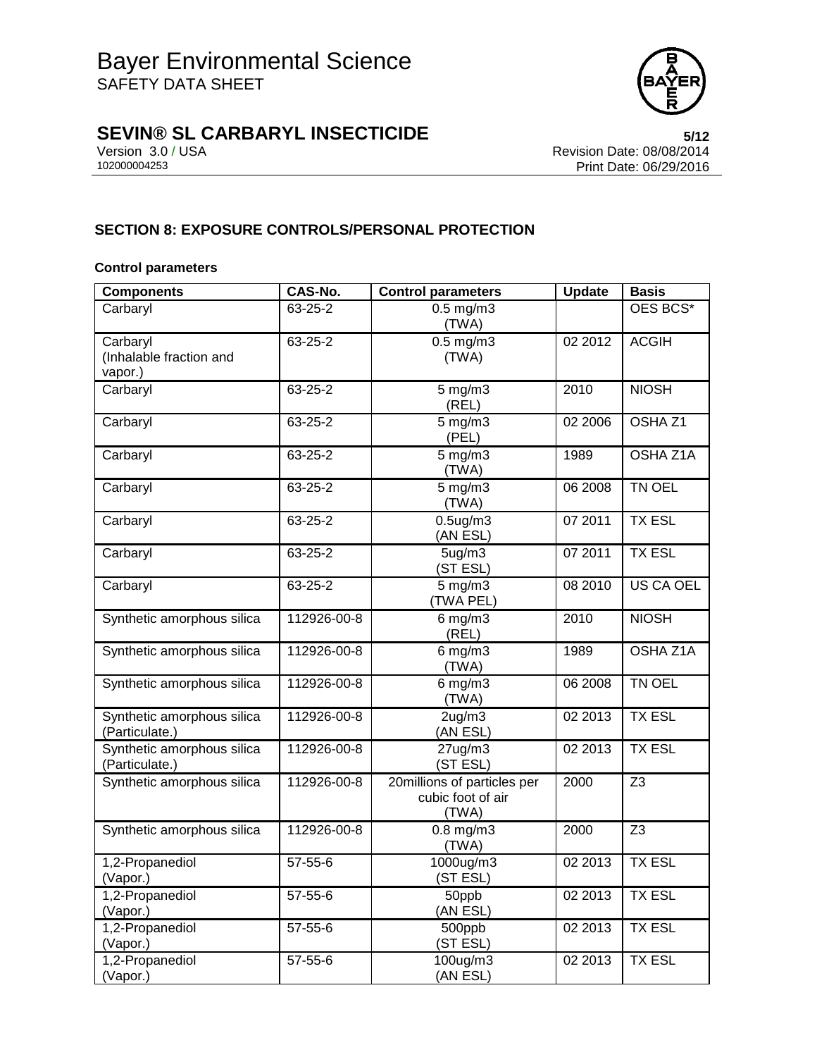## SECTION 8: EXPOSURE CONTROLS/PERSONAL PROTECTION

**Control parameters**

| Components | CAS-No. | Control parameters | Update | Basis |
|---|---|---|---|---|
| Carbaryl | 63-25-2 | 0.5 mg/m3 (TWA) | | OES BCS* |
| Carbaryl (Inhalable fraction and vapor.) | 63-25-2 | 0.5 mg/m3 (TWA) | 02 2012 | ACGIH |
| Carbaryl | 63-25-2 | 5 mg/m3 (REL) | 2010 | NIOSH |
| Carbaryl | 63-25-2 | 5 mg/m3 (PEL) | 02 2006 | OSHA Z1 |
| Carbaryl | 63-25-2 | 5 mg/m3 (TWA) | 1989 | OSHA Z1A |
| Carbaryl | 63-25-2 | 5 mg/m3 (TWA) | 06 2008 | TN OEL |
| Carbaryl | 63-25-2 | 0.5ug/m3 (AN ESL) | 07 2011 | TX ESL |
| Carbaryl | 63-25-2 | 5ug/m3 (ST ESL) | 07 2011 | TX ESL |
| Carbaryl | 63-25-2 | 5 mg/m3 (TWA PEL) | 08 2010 | US CA OEL |
| Synthetic amorphous silica | 112926-00-8 | 6 mg/m3 (REL) | 2010 | NIOSH |
| Synthetic amorphous silica | 112926-00-8 | 6 mg/m3 (TWA) | 1989 | OSHA Z1A |
| Synthetic amorphous silica | 112926-00-8 | 6 mg/m3 (TWA) | 06 2008 | TN OEL |
| Synthetic amorphous silica (Particulate.) | 112926-00-8 | 2ug/m3 (AN ESL) | 02 2013 | TX ESL |
| Synthetic amorphous silica (Particulate.) | 112926-00-8 | 27ug/m3 (ST ESL) | 02 2013 | TX ESL |
| Synthetic amorphous silica | 112926-00-8 | 20millions of particles per cubic foot of air (TWA) | 2000 | Z3 |
| Synthetic amorphous silica | 112926-00-8 | 0.8 mg/m3 (TWA) | 2000 | Z3 |
| 1,2-Propanediol (Vapor.) | 57-55-6 | 1000ug/m3 (ST ESL) | 02 2013 | TX ESL |
| 1,2-Propanediol (Vapor.) | 57-55-6 | 50ppb (AN ESL) | 02 2013 | TX ESL |
| 1,2-Propanediol (Vapor.) | 57-55-6 | 500ppb (ST ESL) | 02 2013 | TX ESL |
| 1,2-Propanediol (Vapor.) | 57-55-6 | 100ug/m3 (AN ESL) | 02 2013 | TX ESL |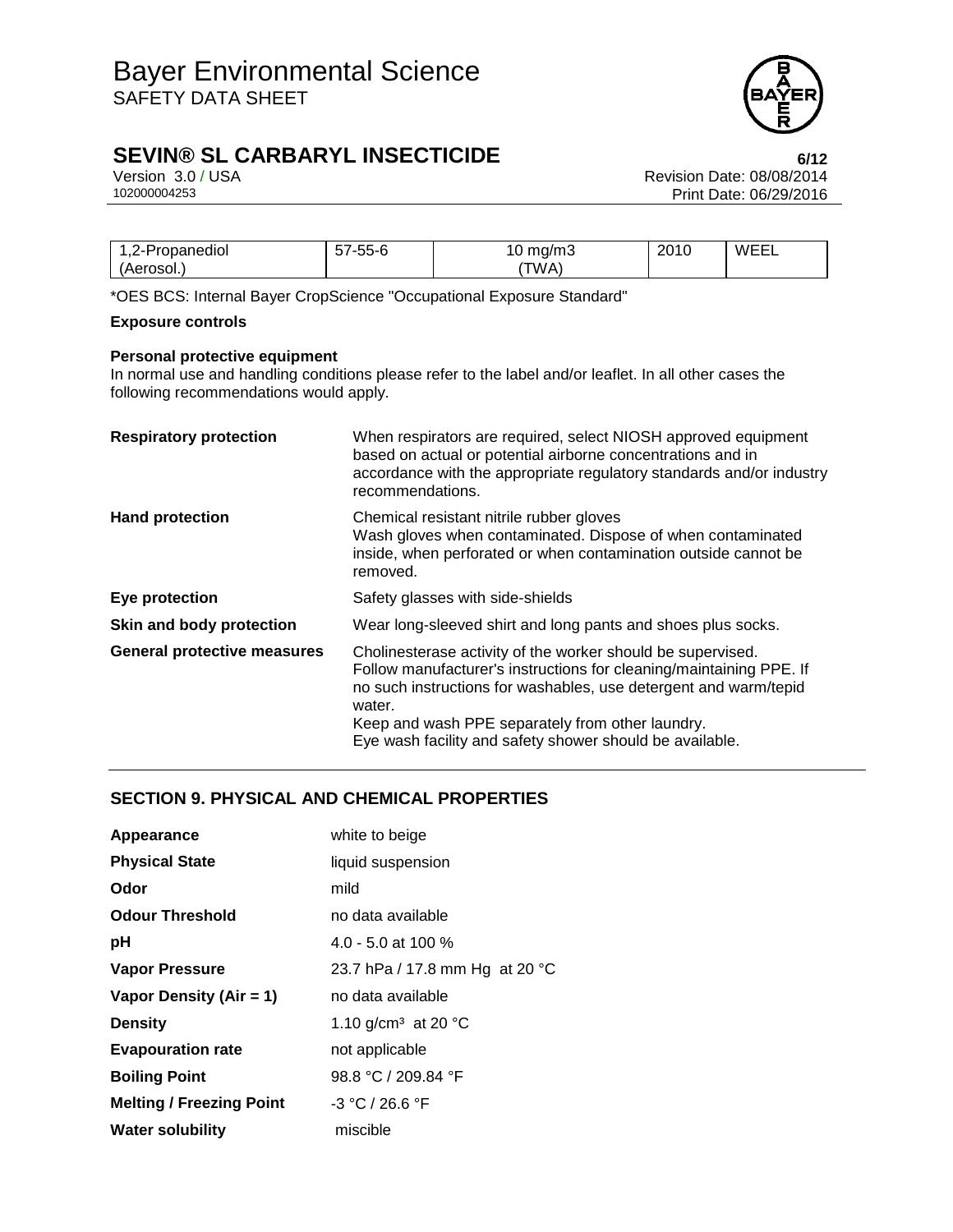| 1,2-Propanediol (Aerosol.) | 57-55-6 | 10 mg/m3 (TWA) | 2010 | WEEL |
|---|---|---|---|---|

*OES BCS: Internal Bayer CropScience "Occupational Exposure Standard"

**Exposure controls**

**Personal protective equipment**

In normal use and handling conditions please refer to the label and/or leaflet. In all other cases the following recommendations would apply.

| | |
|---|---|
| **Respiratory protection** | When respirators are required, select NIOSH approved equipment based on actual or potential airborne concentrations and in accordance with the appropriate regulatory standards and/or industry recommendations. |
| **Hand protection** | Chemical resistant nitrile rubber gloves<br>Wash gloves when contaminated. Dispose of when contaminated inside, when perforated or when contamination outside cannot be removed. |
| **Eye protection** | Safety glasses with side-shields |
| **Skin and body protection** | Wear long-sleeved shirt and long pants and shoes plus socks. |
| **General protective measures** | Cholinesterase activity of the worker should be supervised.<br>Follow manufacturer's instructions for cleaning/maintaining PPE. If no such instructions for washables, use detergent and warm/tepid water.<br>Keep and wash PPE separately from other laundry.<br>Eye wash facility and safety shower should be available. |

## SECTION 9. PHYSICAL AND CHEMICAL PROPERTIES

| | |
|---|---|
| **Appearance** | white to beige |
| **Physical State** | liquid suspension |
| **Odor** | mild |
| **Odour Threshold** | no data available |
| **pH** | 4.0 - 5.0 at 100 % |
| **Vapor Pressure** | 23.7 hPa / 17.8 mm Hg at 20 °C |
| **Vapor Density (Air = 1)** | no data available |
| **Density** | 1.10 g/cm³ at 20 °C |
| **Evapouration rate** | not applicable |
| **Boiling Point** | 98.8 °C / 209.84 °F |
| **Melting / Freezing Point** | -3 °C / 26.6 °F |
| **Water solubility** | miscible |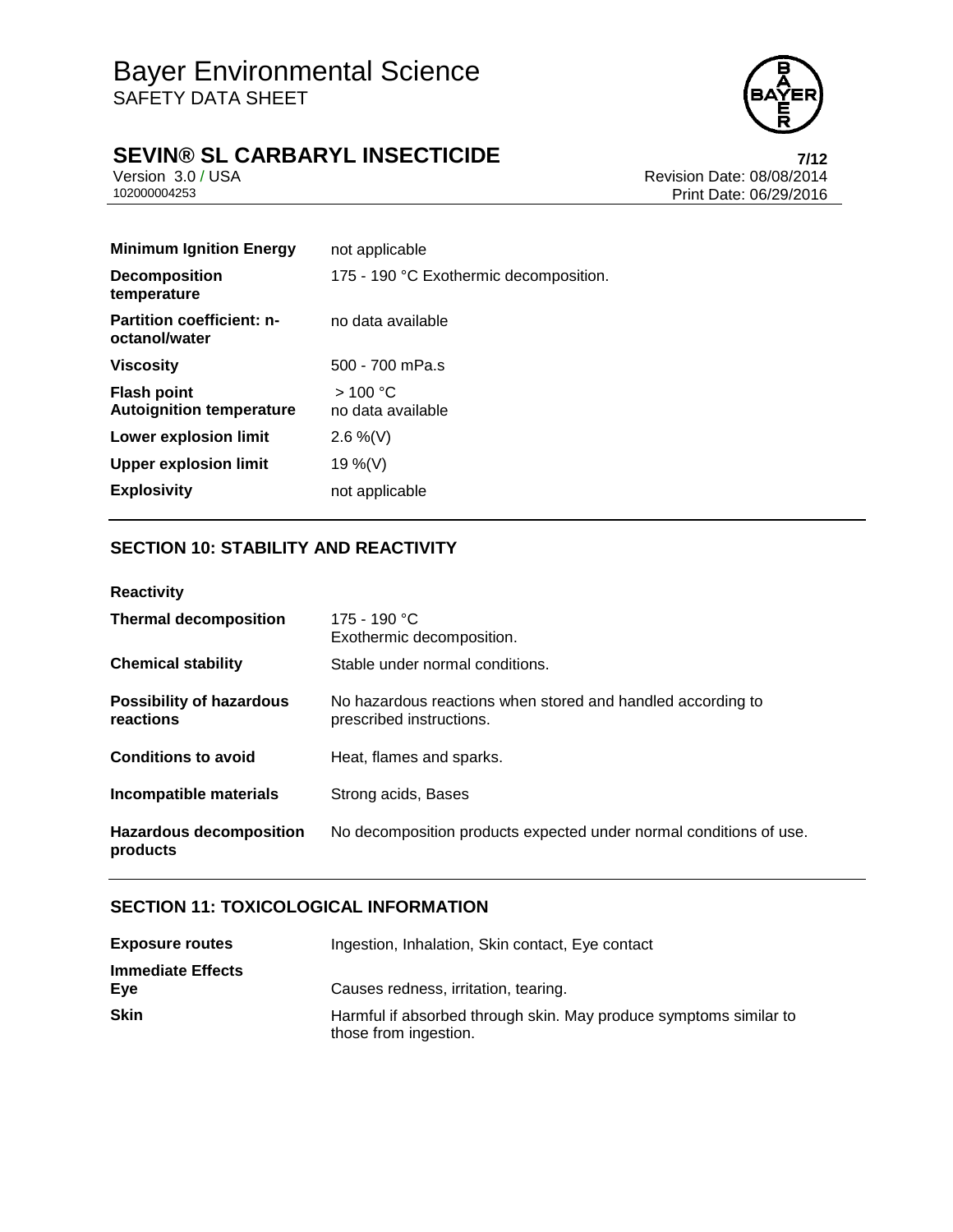| | |
|---|---|
| **Minimum Ignition Energy** | not applicable |
| **Decomposition temperature** | 175 - 190 °C Exothermic decomposition. |
| **Partition coefficient: n-octanol/water** | no data available |
| **Viscosity** | 500 - 700 mPa.s |
| **Flash point** | > 100 °C |
| **Autoignition temperature** | no data available |
| **Lower explosion limit** | 2.6 %(V) |
| **Upper explosion limit** | 19 %(V) |
| **Explosivity** | not applicable |

## SECTION 10: STABILITY AND REACTIVITY

**Reactivity**

| | |
|---|---|
| **Thermal decomposition** | 175 - 190 °C<br>Exothermic decomposition. |
| **Chemical stability** | Stable under normal conditions. |
| **Possibility of hazardous reactions** | No hazardous reactions when stored and handled according to prescribed instructions. |
| **Conditions to avoid** | Heat, flames and sparks. |
| **Incompatible materials** | Strong acids, Bases |
| **Hazardous decomposition products** | No decomposition products expected under normal conditions of use. |

## SECTION 11: TOXICOLOGICAL INFORMATION

| | |
|---|---|
| **Exposure routes** | Ingestion, Inhalation, Skin contact, Eye contact |

**Immediate Effects**

| | |
|---|---|
| **Eye** | Causes redness, irritation, tearing. |
| **Skin** | Harmful if absorbed through skin. May produce symptoms similar to those from ingestion. |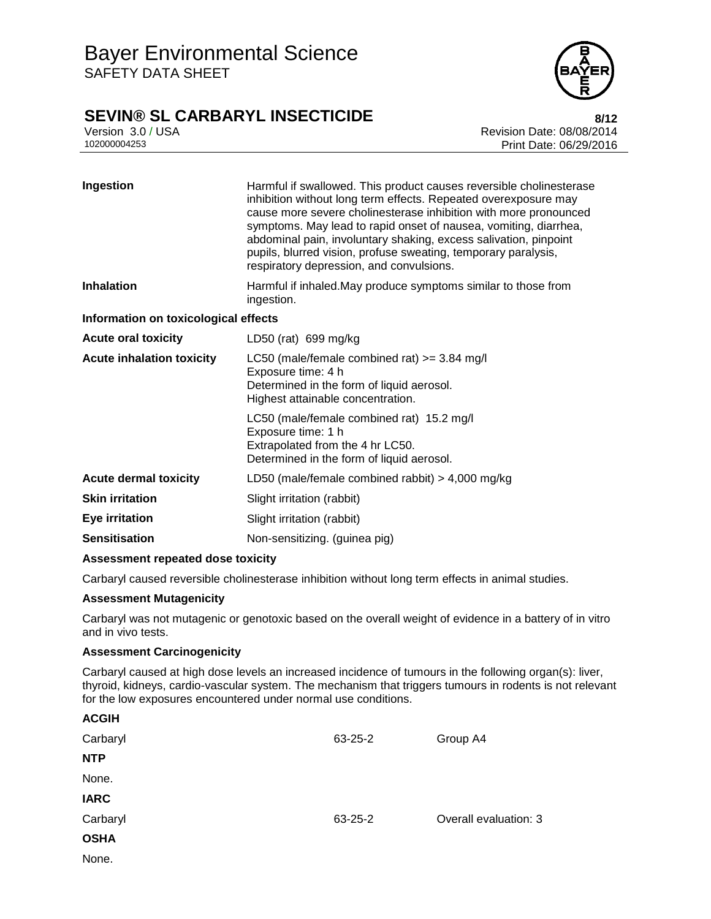| | |
|---|---|
| **Ingestion** | Harmful if swallowed. This product causes reversible cholinesterase inhibition without long term effects. Repeated overexposure may cause more severe cholinesterase inhibition with more pronounced symptoms. May lead to rapid onset of nausea, vomiting, diarrhea, abdominal pain, involuntary shaking, excess salivation, pinpoint pupils, blurred vision, profuse sweating, temporary paralysis, respiratory depression, and convulsions. |
| **Inhalation** | Harmful if inhaled.May produce symptoms similar to those from ingestion. |

**Information on toxicological effects**

| | |
|---|---|
| **Acute oral toxicity** | LD50 (rat) 699 mg/kg |
| **Acute inhalation toxicity** | LC50 (male/female combined rat) >= 3.84 mg/l<br>Exposure time: 4 h<br>Determined in the form of liquid aerosol.<br>Highest attainable concentration. |
| | LC50 (male/female combined rat) 15.2 mg/l<br>Exposure time: 1 h<br>Extrapolated from the 4 hr LC50.<br>Determined in the form of liquid aerosol. |
| **Acute dermal toxicity** | LD50 (male/female combined rabbit) > 4,000 mg/kg |
| **Skin irritation** | Slight irritation (rabbit) |
| **Eye irritation** | Slight irritation (rabbit) |
| **Sensitisation** | Non-sensitizing. (guinea pig) |

**Assessment repeated dose toxicity**

Carbaryl caused reversible cholinesterase inhibition without long term effects in animal studies.

**Assessment Mutagenicity**

Carbaryl was not mutagenic or genotoxic based on the overall weight of evidence in a battery of in vitro and in vivo tests.

**Assessment Carcinogenicity**

Carbaryl caused at high dose levels an increased incidence of tumours in the following organ(s): liver, thyroid, kidneys, cardio-vascular system. The mechanism that triggers tumours in rodents is not relevant for the low exposures encountered under normal use conditions.

**ACGIH**

| | | |
|---|---|---|
| Carbaryl | 63-25-2 | Group A4 |

**NTP**

None.

**IARC**

| | | |
|---|---|---|
| Carbaryl | 63-25-2 | Overall evaluation: 3 |

**OSHA**

None.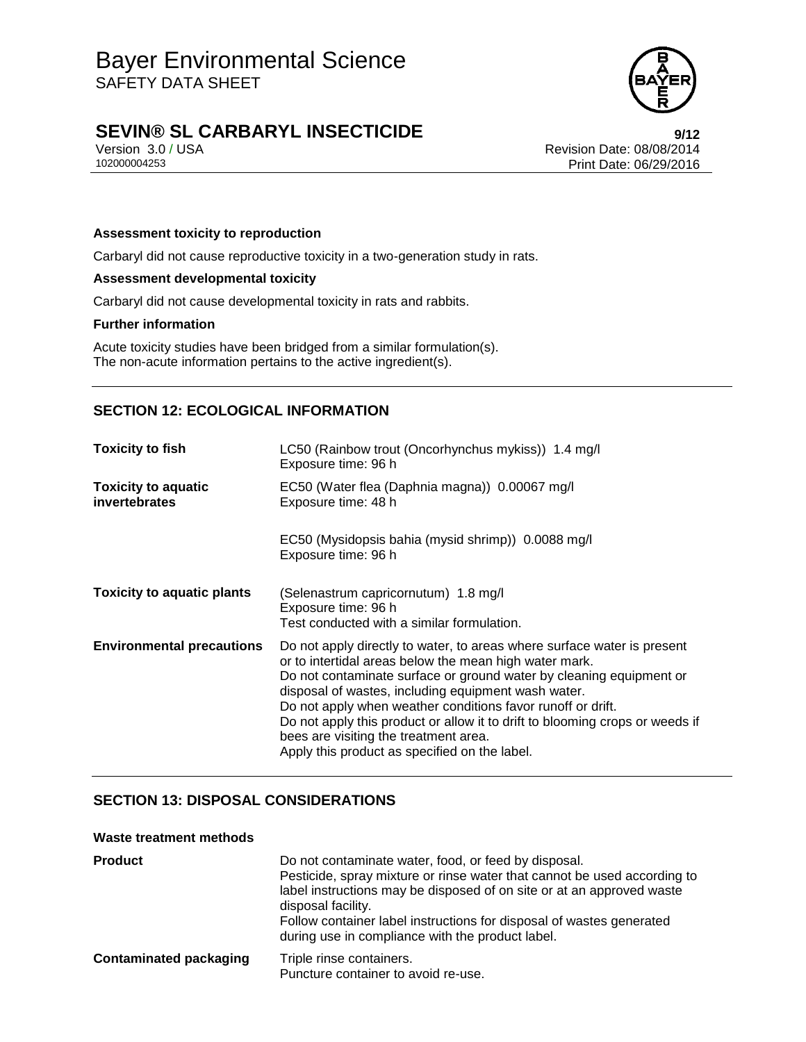**Assessment toxicity to reproduction**

Carbaryl did not cause reproductive toxicity in a two-generation study in rats.

**Assessment developmental toxicity**

Carbaryl did not cause developmental toxicity in rats and rabbits.

**Further information**

Acute toxicity studies have been bridged from a similar formulation(s).
The non-acute information pertains to the active ingredient(s).

## SECTION 12: ECOLOGICAL INFORMATION

| | |
|---|---|
| **Toxicity to fish** | LC50 (Rainbow trout (Oncorhynchus mykiss)) 1.4 mg/l<br>Exposure time: 96 h |
| **Toxicity to aquatic invertebrates** | EC50 (Water flea (Daphnia magna)) 0.00067 mg/l<br>Exposure time: 48 h |
| | EC50 (Mysidopsis bahia (mysid shrimp)) 0.0088 mg/l<br>Exposure time: 96 h |
| **Toxicity to aquatic plants** | (Selenastrum capricornutum) 1.8 mg/l<br>Exposure time: 96 h<br>Test conducted with a similar formulation. |
| **Environmental precautions** | Do not apply directly to water, to areas where surface water is present or to intertidal areas below the mean high water mark.<br>Do not contaminate surface or ground water by cleaning equipment or disposal of wastes, including equipment wash water.<br>Do not apply when weather conditions favor runoff or drift.<br>Do not apply this product or allow it to drift to blooming crops or weeds if bees are visiting the treatment area.<br>Apply this product as specified on the label. |

## SECTION 13: DISPOSAL CONSIDERATIONS

**Waste treatment methods**

| | |
|---|---|
| **Product** | Do not contaminate water, food, or feed by disposal.<br>Pesticide, spray mixture or rinse water that cannot be used according to label instructions may be disposed of on site or at an approved waste disposal facility.<br>Follow container label instructions for disposal of wastes generated during use in compliance with the product label. |
| **Contaminated packaging** | Triple rinse containers.<br>Puncture container to avoid re-use. |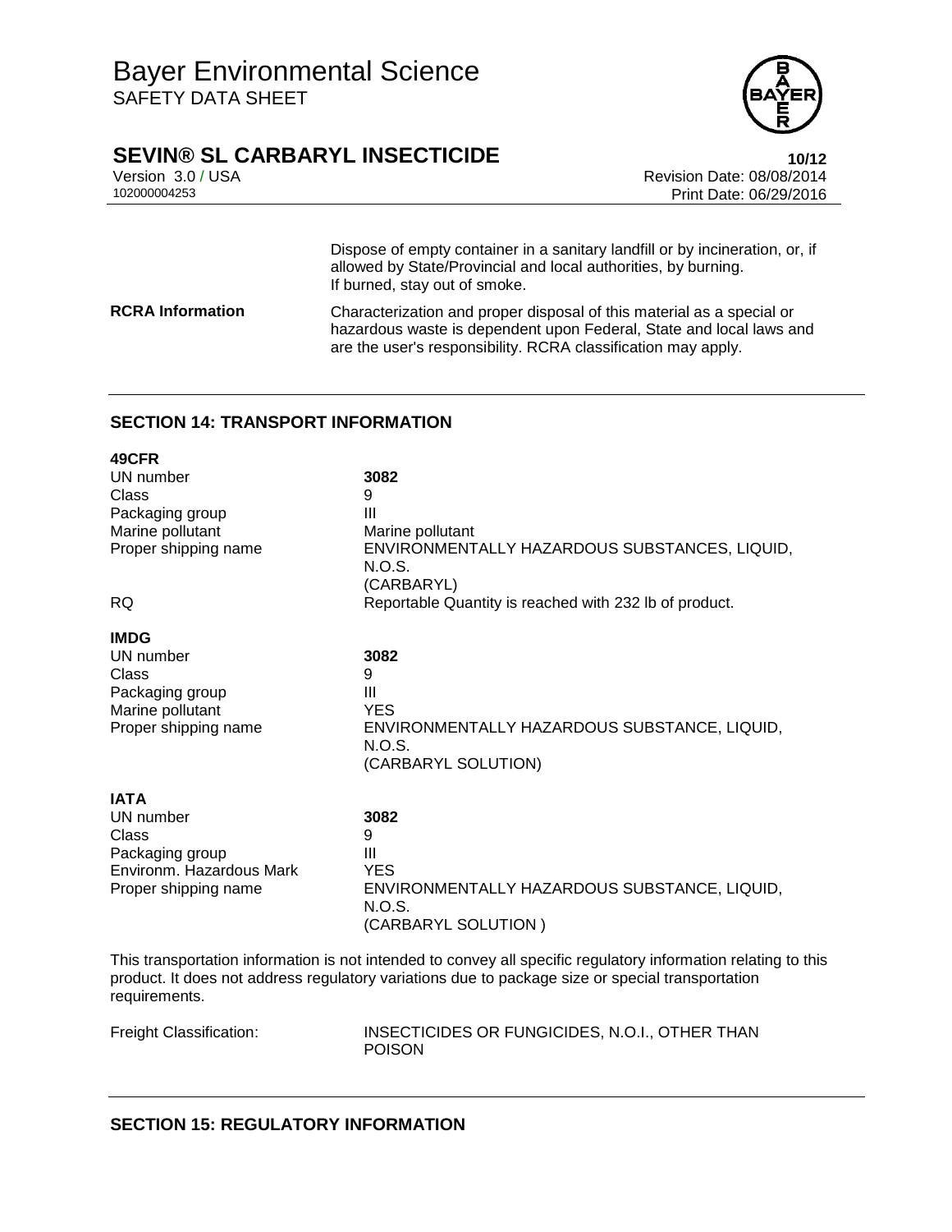Dispose of empty container in a sanitary landfill or by incineration, or, if allowed by State/Provincial and local authorities, by burning. If burned, stay out of smoke.

| | |
|---|---|
| **RCRA Information** | Characterization and proper disposal of this material as a special or hazardous waste is dependent upon Federal, State and local laws and are the user's responsibility. RCRA classification may apply. |

## SECTION 14: TRANSPORT INFORMATION

**49CFR**

| | |
|---|---|
| UN number | **3082** |
| Class | 9 |
| Packaging group | III |
| Marine pollutant | Marine pollutant |
| Proper shipping name | ENVIRONMENTALLY HAZARDOUS SUBSTANCES, LIQUID, N.O.S. (CARBARYL) |
| RQ | Reportable Quantity is reached with 232 lb of product. |

**IMDG**

| | |
|---|---|
| UN number | **3082** |
| Class | 9 |
| Packaging group | III |
| Marine pollutant | YES |
| Proper shipping name | ENVIRONMENTALLY HAZARDOUS SUBSTANCE, LIQUID, N.O.S. (CARBARYL SOLUTION) |

**IATA**

| | |
|---|---|
| UN number | **3082** |
| Class | 9 |
| Packaging group | III |
| Environm. Hazardous Mark | YES |
| Proper shipping name | ENVIRONMENTALLY HAZARDOUS SUBSTANCE, LIQUID, N.O.S. (CARBARYL SOLUTION ) |

This transportation information is not intended to convey all specific regulatory information relating to this product. It does not address regulatory variations due to package size or special transportation requirements.

| | |
|---|---|
| Freight Classification: | INSECTICIDES OR FUNGICIDES, N.O.I., OTHER THAN POISON |

## SECTION 15: REGULATORY INFORMATION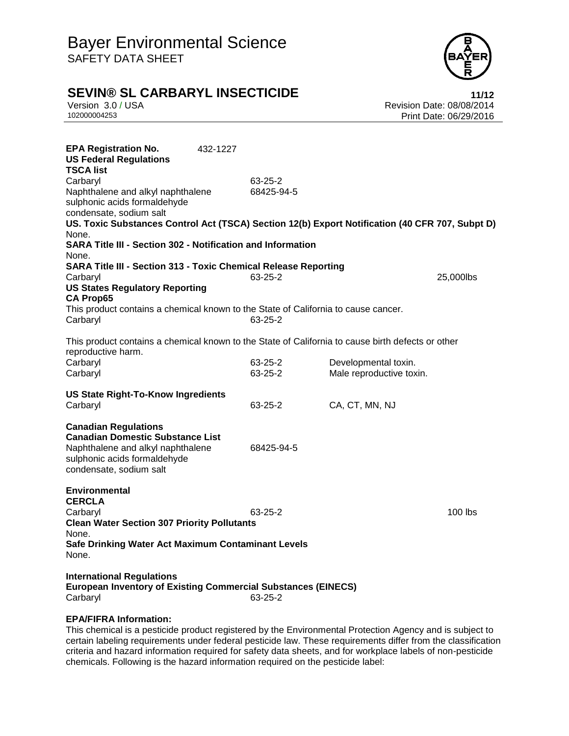**EPA Registration No.** 432-1227

**US Federal Regulations**

**TSCA list**

| | |
|---|---|
| Carbaryl | 63-25-2 |
| Naphthalene and alkyl naphthalene sulphonic acids formaldehyde condensate, sodium salt | 68425-94-5 |

**US. Toxic Substances Control Act (TSCA) Section 12(b) Export Notification (40 CFR 707, Subpt D)**

None.

**SARA Title III - Section 302 - Notification and Information**

None.

**SARA Title III - Section 313 - Toxic Chemical Release Reporting**

| | | |
|---|---|---|
| Carbaryl | 63-25-2 | 25,000lbs |

**US States Regulatory Reporting**

**CA Prop65**

This product contains a chemical known to the State of California to cause cancer.

| | |
|---|---|
| Carbaryl | 63-25-2 |

This product contains a chemical known to the State of California to cause birth defects or other reproductive harm.

| | | |
|---|---|---|
| Carbaryl | 63-25-2 | Developmental toxin. |
| Carbaryl | 63-25-2 | Male reproductive toxin. |

**US State Right-To-Know Ingredients**

| | | |
|---|---|---|
| Carbaryl | 63-25-2 | CA, CT, MN, NJ |

**Canadian Regulations**

**Canadian Domestic Substance List**

| | |
|---|---|
| Naphthalene and alkyl naphthalene sulphonic acids formaldehyde condensate, sodium salt | 68425-94-5 |

**Environmental**

**CERCLA**

| | | |
|---|---|---|
| Carbaryl | 63-25-2 | 100 lbs |

**Clean Water Section 307 Priority Pollutants**

None.

**Safe Drinking Water Act Maximum Contaminant Levels**

None.

**International Regulations**

**European Inventory of Existing Commercial Substances (EINECS)**

| | |
|---|---|
| Carbaryl | 63-25-2 |

**EPA/FIFRA Information:**

This chemical is a pesticide product registered by the Environmental Protection Agency and is subject to certain labeling requirements under federal pesticide law. These requirements differ from the classification criteria and hazard information required for safety data sheets, and for workplace labels of non-pesticide chemicals. Following is the hazard information required on the pesticide label: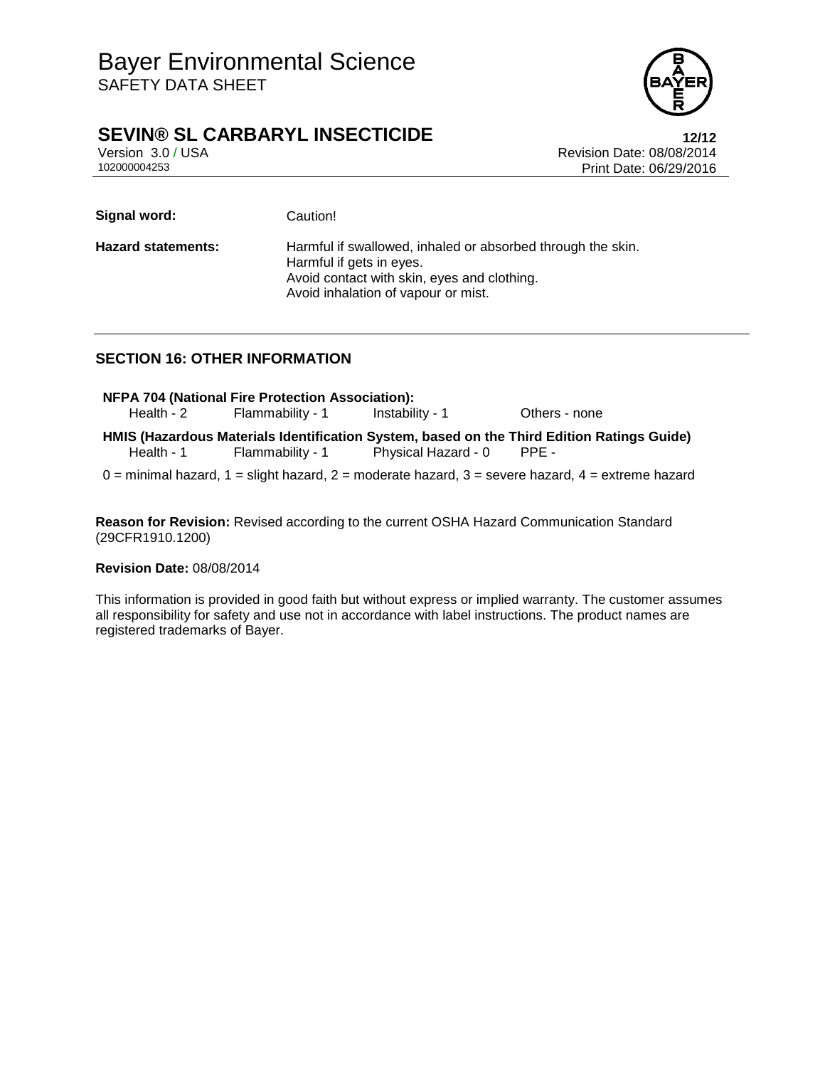| | |
|---|---|
| **Signal word:** | Caution! |
| **Hazard statements:** | Harmful if swallowed, inhaled or absorbed through the skin.<br>Harmful if gets in eyes.<br>Avoid contact with skin, eyes and clothing.<br>Avoid inhalation of vapour or mist. |

## SECTION 16: OTHER INFORMATION

**NFPA 704 (National Fire Protection Association):**

| | | | |
|---|---|---|---|
| Health - 2 | Flammability - 1 | Instability - 1 | Others - none |

**HMIS (Hazardous Materials Identification System, based on the Third Edition Ratings Guide)**

| | | | |
|---|---|---|---|
| Health - 1 | Flammability - 1 | Physical Hazard - 0 | PPE - |

0 = minimal hazard, 1 = slight hazard, 2 = moderate hazard, 3 = severe hazard, 4 = extreme hazard

**Reason for Revision:** Revised according to the current OSHA Hazard Communication Standard (29CFR1910.1200)

**Revision Date:** 08/08/2014

This information is provided in good faith but without express or implied warranty. The customer assumes all responsibility for safety and use not in accordance with label instructions. The product names are registered trademarks of Bayer.